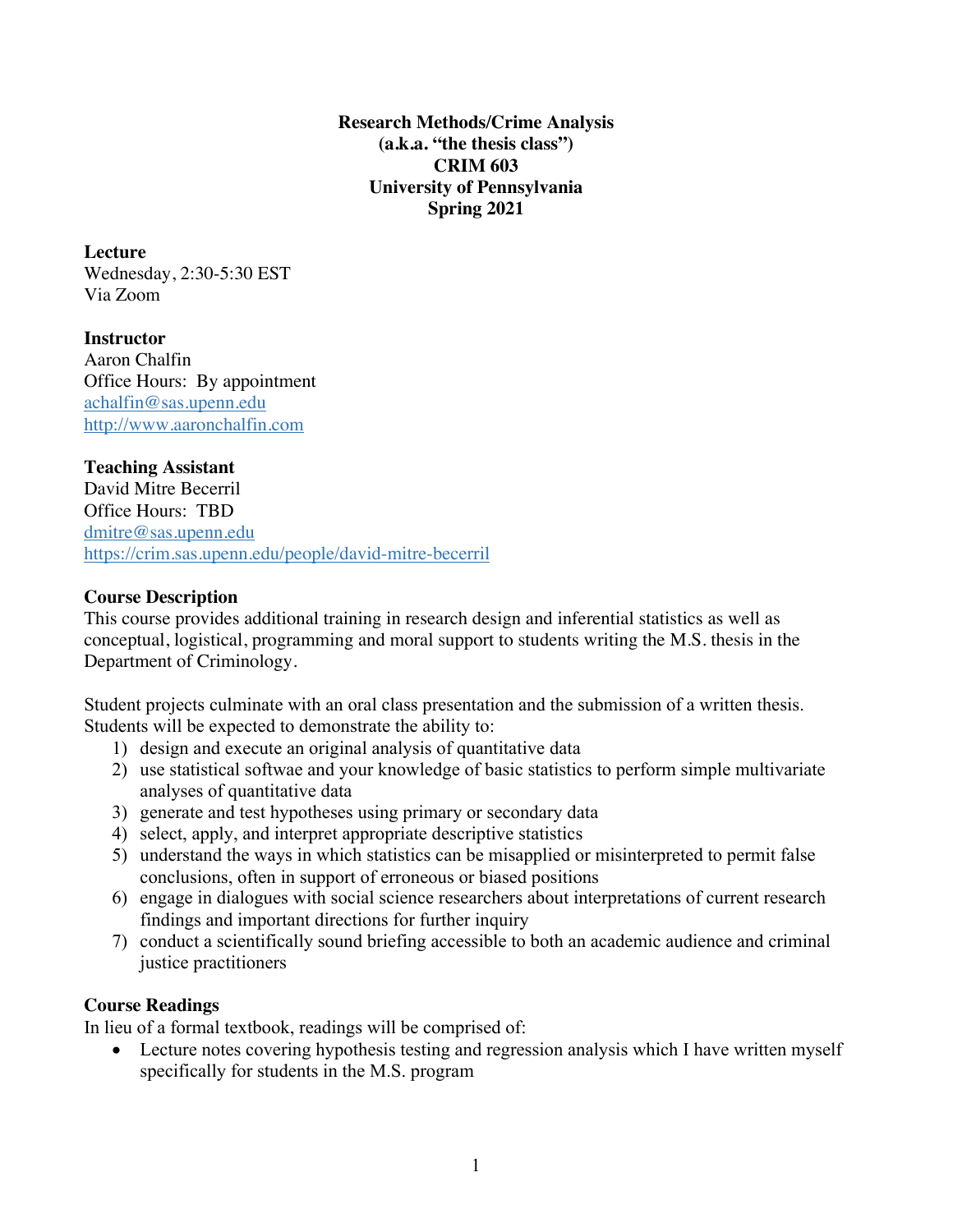**Research Methods/Crime Analysis**
**(a.k.a. "the thesis class")**
**CRIM 603**
**University of Pennsylvania**
**Spring 2021**

**Lecture**
Wednesday, 2:30-5:30 EST
Via Zoom

**Instructor**
Aaron Chalfin
Office Hours: By appointment
achalfin@sas.upenn.edu
http://www.aaronchalfin.com

**Teaching Assistant**
David Mitre Becerril
Office Hours: TBD
dmitre@sas.upenn.edu
https://crim.sas.upenn.edu/people/david-mitre-becerril

**Course Description**
This course provides additional training in research design and inferential statistics as well as conceptual, logistical, programming and moral support to students writing the M.S. thesis in the Department of Criminology.

Student projects culminate with an oral class presentation and the submission of a written thesis. Students will be expected to demonstrate the ability to:

1) design and execute an original analysis of quantitative data
2) use statistical softwae and your knowledge of basic statistics to perform simple multivariate analyses of quantitative data
3) generate and test hypotheses using primary or secondary data
4) select, apply, and interpret appropriate descriptive statistics
5) understand the ways in which statistics can be misapplied or misinterpreted to permit false conclusions, often in support of erroneous or biased positions
6) engage in dialogues with social science researchers about interpretations of current research findings and important directions for further inquiry
7) conduct a scientifically sound briefing accessible to both an academic audience and criminal justice practitioners

**Course Readings**
In lieu of a formal textbook, readings will be comprised of:

- Lecture notes covering hypothesis testing and regression analysis which I have written myself specifically for students in the M.S. program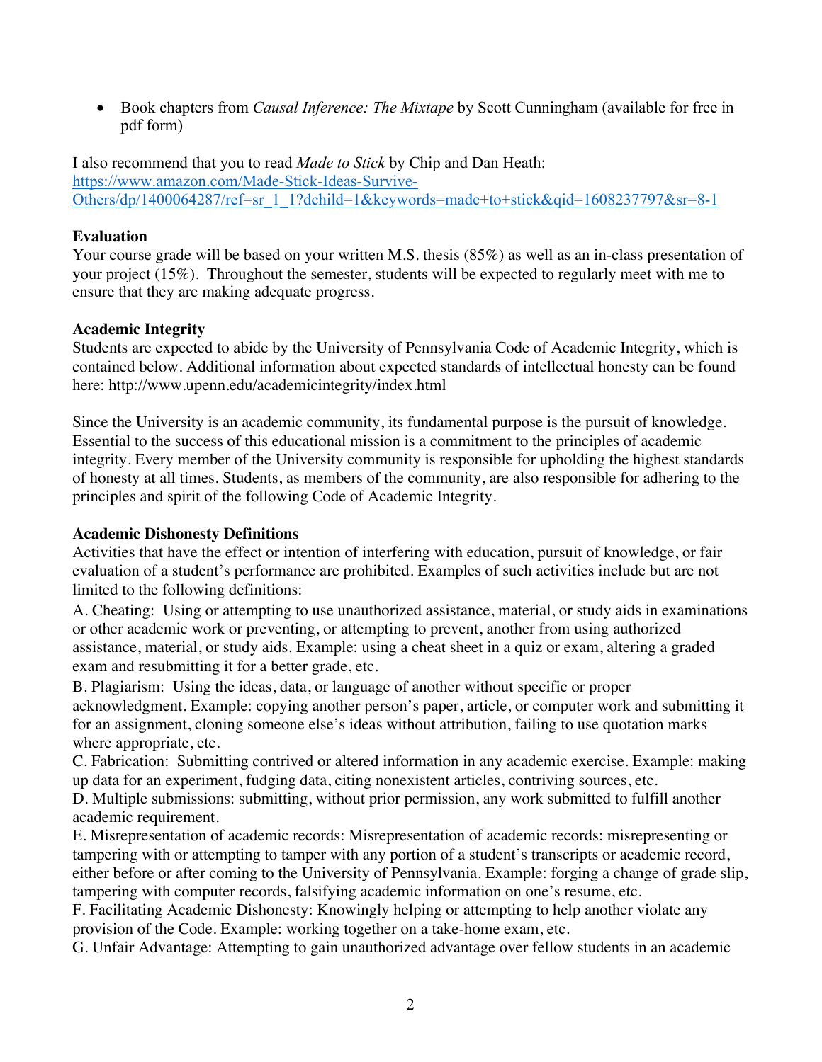- Book chapters from *Causal Inference: The Mixtape* by Scott Cunningham (available for free in pdf form)

I also recommend that you to read *Made to Stick* by Chip and Dan Heath: [https://www.amazon.com/Made-Stick-Ideas-Survive-Others/dp/1400064287/ref=sr_1_1?dchild=1&keywords=made+to+stick&qid=1608237797&sr=8-1](https://www.amazon.com/Made-Stick-Ideas-Survive-Others/dp/1400064287/ref=sr_1_1?dchild=1&keywords=made+to+stick&qid=1608237797&sr=8-1)

**Evaluation**

Your course grade will be based on your written M.S. thesis (85%) as well as an in-class presentation of your project (15%). Throughout the semester, students will be expected to regularly meet with me to ensure that they are making adequate progress.

**Academic Integrity**

Students are expected to abide by the University of Pennsylvania Code of Academic Integrity, which is contained below. Additional information about expected standards of intellectual honesty can be found here: http://www.upenn.edu/academicintegrity/index.html

Since the University is an academic community, its fundamental purpose is the pursuit of knowledge. Essential to the success of this educational mission is a commitment to the principles of academic integrity. Every member of the University community is responsible for upholding the highest standards of honesty at all times. Students, as members of the community, are also responsible for adhering to the principles and spirit of the following Code of Academic Integrity.

**Academic Dishonesty Definitions**

Activities that have the effect or intention of interfering with education, pursuit of knowledge, or fair evaluation of a student's performance are prohibited. Examples of such activities include but are not limited to the following definitions:

A. Cheating: Using or attempting to use unauthorized assistance, material, or study aids in examinations or other academic work or preventing, or attempting to prevent, another from using authorized assistance, material, or study aids. Example: using a cheat sheet in a quiz or exam, altering a graded exam and resubmitting it for a better grade, etc.

B. Plagiarism: Using the ideas, data, or language of another without specific or proper acknowledgment. Example: copying another person's paper, article, or computer work and submitting it for an assignment, cloning someone else's ideas without attribution, failing to use quotation marks where appropriate, etc.

C. Fabrication: Submitting contrived or altered information in any academic exercise. Example: making up data for an experiment, fudging data, citing nonexistent articles, contriving sources, etc.

D. Multiple submissions: submitting, without prior permission, any work submitted to fulfill another academic requirement.

E. Misrepresentation of academic records: Misrepresentation of academic records: misrepresenting or tampering with or attempting to tamper with any portion of a student's transcripts or academic record, either before or after coming to the University of Pennsylvania. Example: forging a change of grade slip, tampering with computer records, falsifying academic information on one's resume, etc.

F. Facilitating Academic Dishonesty: Knowingly helping or attempting to help another violate any provision of the Code. Example: working together on a take-home exam, etc.

G. Unfair Advantage: Attempting to gain unauthorized advantage over fellow students in an academic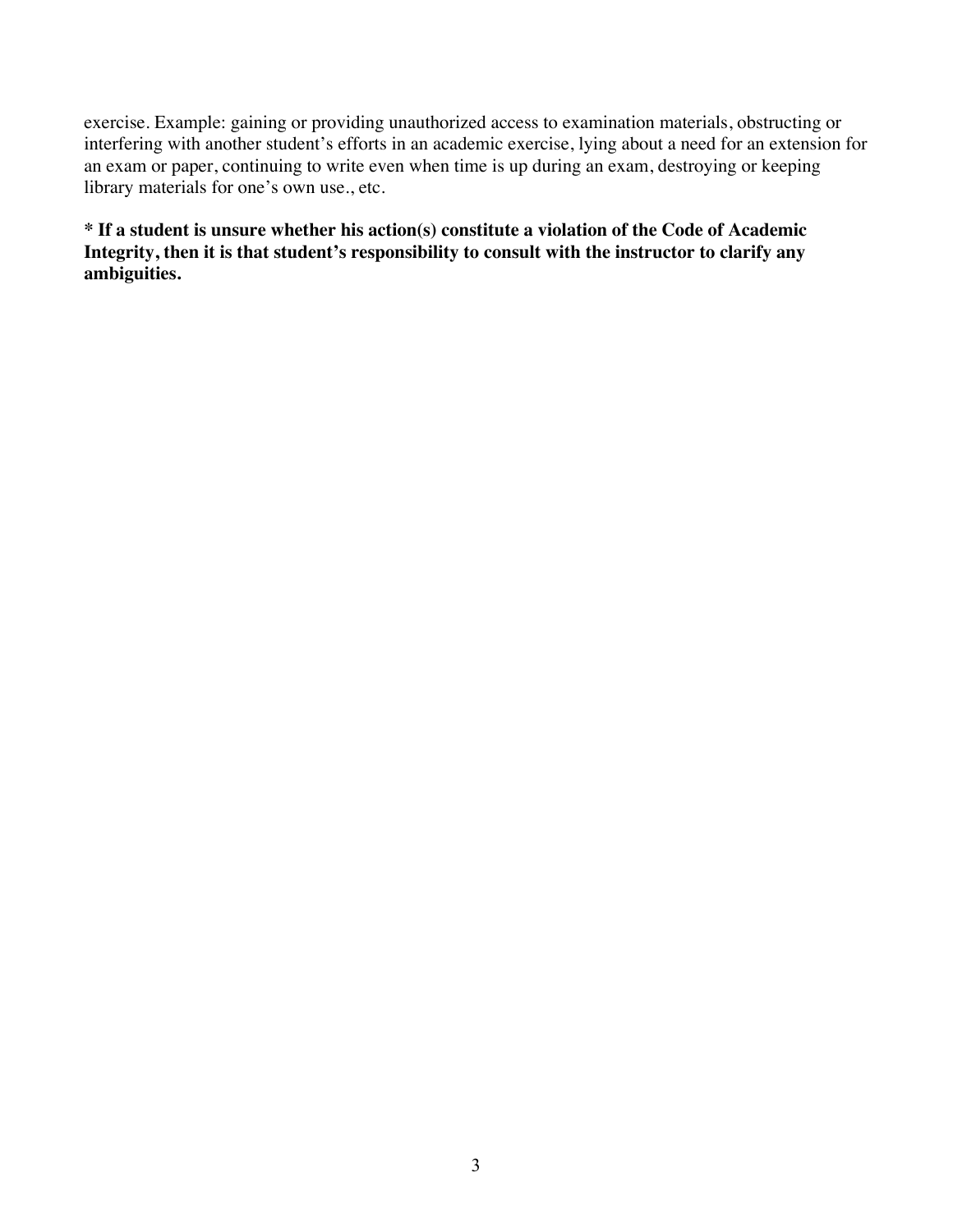exercise. Example: gaining or providing unauthorized access to examination materials, obstructing or interfering with another student's efforts in an academic exercise, lying about a need for an extension for an exam or paper, continuing to write even when time is up during an exam, destroying or keeping library materials for one's own use., etc.

**\* If a student is unsure whether his action(s) constitute a violation of the Code of Academic Integrity, then it is that student's responsibility to consult with the instructor to clarify any ambiguities.**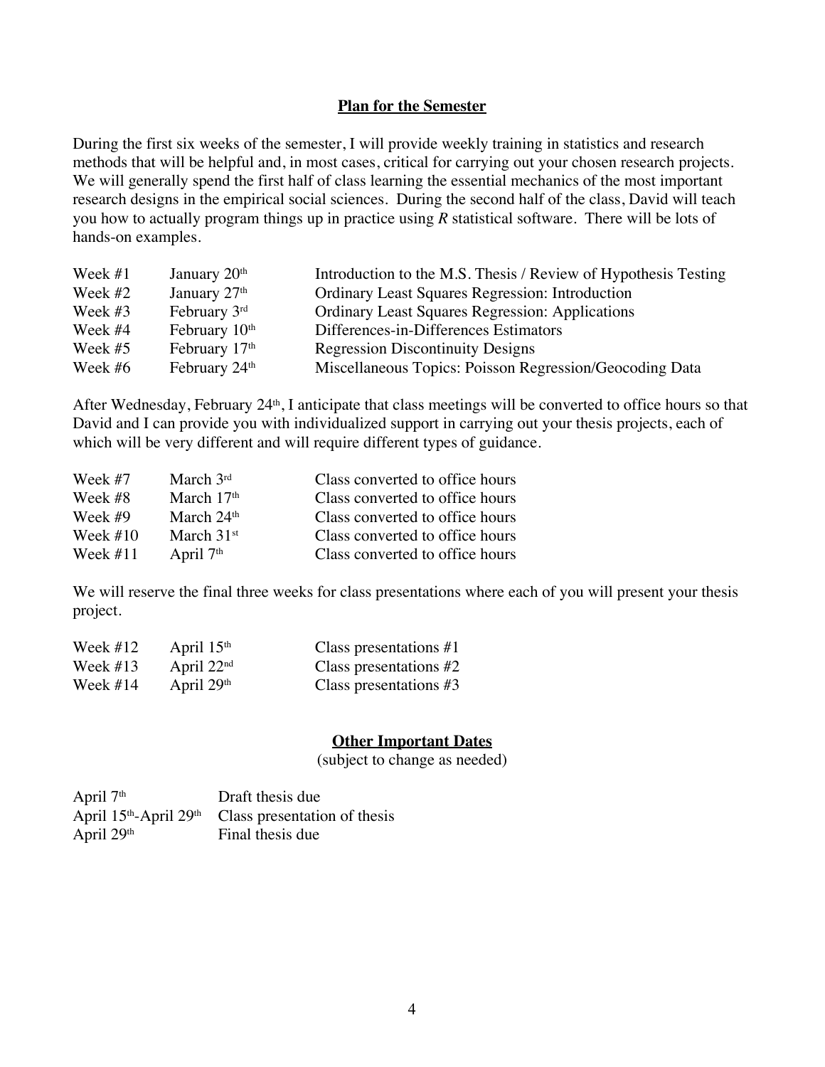## Plan for the Semester

During the first six weeks of the semester, I will provide weekly training in statistics and research methods that will be helpful and, in most cases, critical for carrying out your chosen research projects. We will generally spend the first half of class learning the essential mechanics of the most important research designs in the empirical social sciences. During the second half of the class, David will teach you how to actually program things up in practice using *R* statistical software. There will be lots of hands-on examples.

| | | |
|---|---|---|
| Week #1 | January 20th | Introduction to the M.S. Thesis / Review of Hypothesis Testing |
| Week #2 | January 27th | Ordinary Least Squares Regression: Introduction |
| Week #3 | February 3rd | Ordinary Least Squares Regression: Applications |
| Week #4 | February 10th | Differences-in-Differences Estimators |
| Week #5 | February 17th | Regression Discontinuity Designs |
| Week #6 | February 24th | Miscellaneous Topics: Poisson Regression/Geocoding Data |

After Wednesday, February 24th, I anticipate that class meetings will be converted to office hours so that David and I can provide you with individualized support in carrying out your thesis projects, each of which will be very different and will require different types of guidance.

| | | |
|---|---|---|
| Week #7 | March 3rd | Class converted to office hours |
| Week #8 | March 17th | Class converted to office hours |
| Week #9 | March 24th | Class converted to office hours |
| Week #10 | March 31st | Class converted to office hours |
| Week #11 | April 7th | Class converted to office hours |

We will reserve the final three weeks for class presentations where each of you will present your thesis project.

| | | |
|---|---|---|
| Week #12 | April 15th | Class presentations #1 |
| Week #13 | April 22nd | Class presentations #2 |
| Week #14 | April 29th | Class presentations #3 |

## Other Important Dates

(subject to change as needed)

| | |
|---|---|
| April 7th | Draft thesis due |
| April 15th-April 29th | Class presentation of thesis |
| April 29th | Final thesis due |